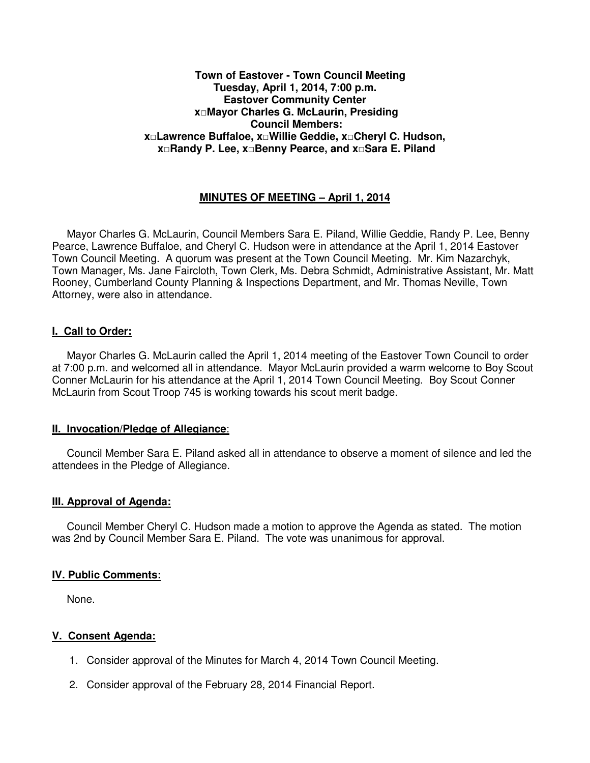**Town of Eastover - Town Council Meeting**
**Tuesday, April 1, 2014, 7:00 p.m.**
**Eastover Community Center**
**x□Mayor Charles G. McLaurin, Presiding**
**Council Members:**
**x□Lawrence Buffaloe, x□Willie Geddie, x□Cheryl C. Hudson,**
**x□Randy P. Lee, x□Benny Pearce, and x□Sara E. Piland**

## MINUTES OF MEETING – April 1, 2014

Mayor Charles G. McLaurin, Council Members Sara E. Piland, Willie Geddie, Randy P. Lee, Benny Pearce, Lawrence Buffaloe, and Cheryl C. Hudson were in attendance at the April 1, 2014 Eastover Town Council Meeting. A quorum was present at the Town Council Meeting. Mr. Kim Nazarchyk, Town Manager, Ms. Jane Faircloth, Town Clerk, Ms. Debra Schmidt, Administrative Assistant, Mr. Matt Rooney, Cumberland County Planning & Inspections Department, and Mr. Thomas Neville, Town Attorney, were also in attendance.

### I. Call to Order:

Mayor Charles G. McLaurin called the April 1, 2014 meeting of the Eastover Town Council to order at 7:00 p.m. and welcomed all in attendance. Mayor McLaurin provided a warm welcome to Boy Scout Conner McLaurin for his attendance at the April 1, 2014 Town Council Meeting. Boy Scout Conner McLaurin from Scout Troop 745 is working towards his scout merit badge.

### II. Invocation/Pledge of Allegiance:

Council Member Sara E. Piland asked all in attendance to observe a moment of silence and led the attendees in the Pledge of Allegiance.

### III. Approval of Agenda:

Council Member Cheryl C. Hudson made a motion to approve the Agenda as stated. The motion was 2nd by Council Member Sara E. Piland. The vote was unanimous for approval.

### IV. Public Comments:

None.

### V. Consent Agenda:

1. Consider approval of the Minutes for March 4, 2014 Town Council Meeting.
2. Consider approval of the February 28, 2014 Financial Report.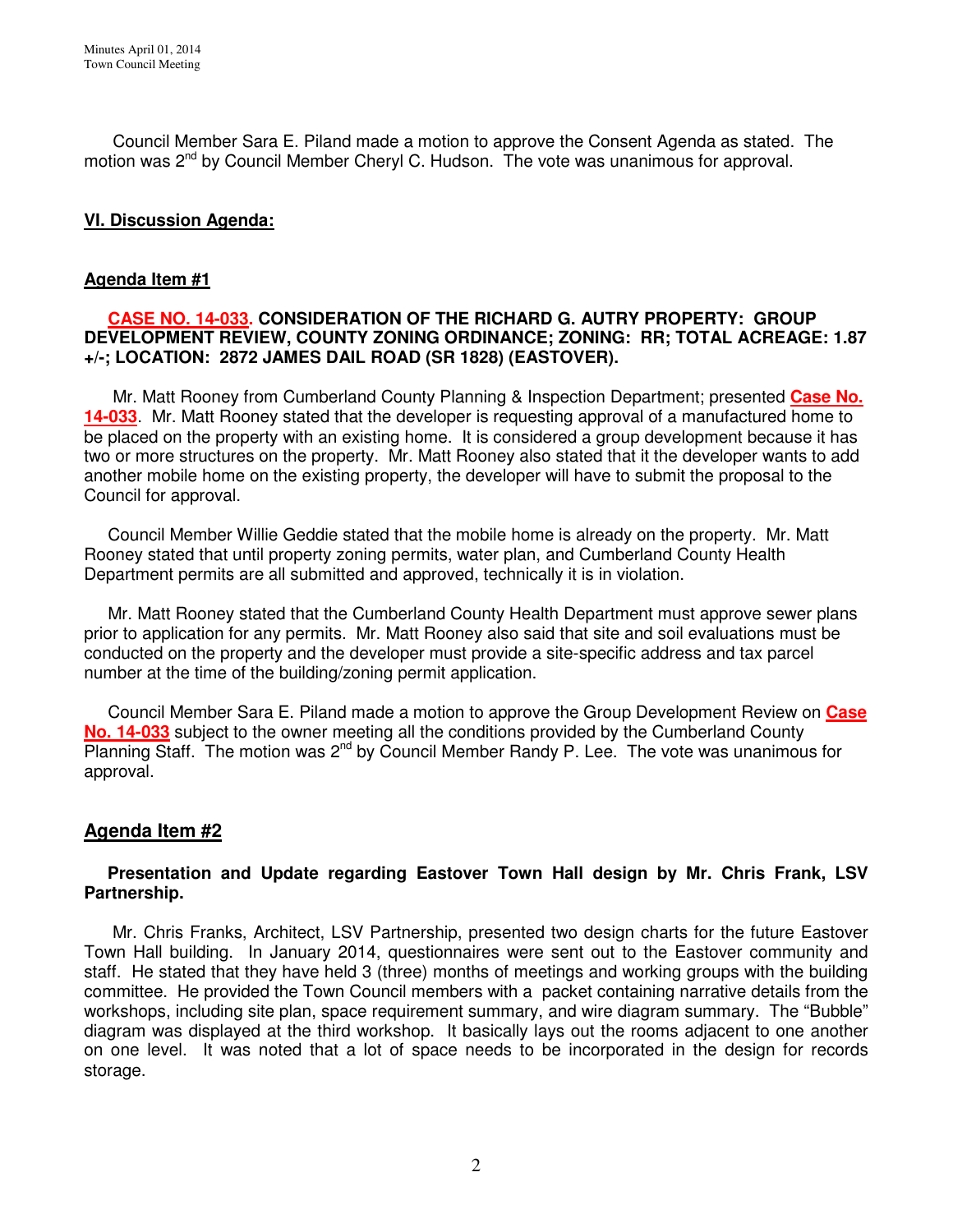Council Member Sara E. Piland made a motion to approve the Consent Agenda as stated. The motion was 2nd by Council Member Cheryl C. Hudson. The vote was unanimous for approval.

## VI. Discussion Agenda:

### Agenda Item #1

**CASE NO. 14-033. CONSIDERATION OF THE RICHARD G. AUTRY PROPERTY: GROUP DEVELOPMENT REVIEW, COUNTY ZONING ORDINANCE; ZONING: RR; TOTAL ACREAGE: 1.87 +/-; LOCATION: 2872 JAMES DAIL ROAD (SR 1828) (EASTOVER).**

Mr. Matt Rooney from Cumberland County Planning & Inspection Department; presented **Case No. 14-033**. Mr. Matt Rooney stated that the developer is requesting approval of a manufactured home to be placed on the property with an existing home. It is considered a group development because it has two or more structures on the property. Mr. Matt Rooney also stated that it the developer wants to add another mobile home on the existing property, the developer will have to submit the proposal to the Council for approval.

Council Member Willie Geddie stated that the mobile home is already on the property. Mr. Matt Rooney stated that until property zoning permits, water plan, and Cumberland County Health Department permits are all submitted and approved, technically it is in violation.

Mr. Matt Rooney stated that the Cumberland County Health Department must approve sewer plans prior to application for any permits. Mr. Matt Rooney also said that site and soil evaluations must be conducted on the property and the developer must provide a site-specific address and tax parcel number at the time of the building/zoning permit application.

Council Member Sara E. Piland made a motion to approve the Group Development Review on **Case No. 14-033** subject to the owner meeting all the conditions provided by the Cumberland County Planning Staff. The motion was 2nd by Council Member Randy P. Lee. The vote was unanimous for approval.

### Agenda Item #2

**Presentation and Update regarding Eastover Town Hall design by Mr. Chris Frank, LSV Partnership.**

Mr. Chris Franks, Architect, LSV Partnership, presented two design charts for the future Eastover Town Hall building. In January 2014, questionnaires were sent out to the Eastover community and staff. He stated that they have held 3 (three) months of meetings and working groups with the building committee. He provided the Town Council members with a packet containing narrative details from the workshops, including site plan, space requirement summary, and wire diagram summary. The "Bubble" diagram was displayed at the third workshop. It basically lays out the rooms adjacent to one another on one level. It was noted that a lot of space needs to be incorporated in the design for records storage.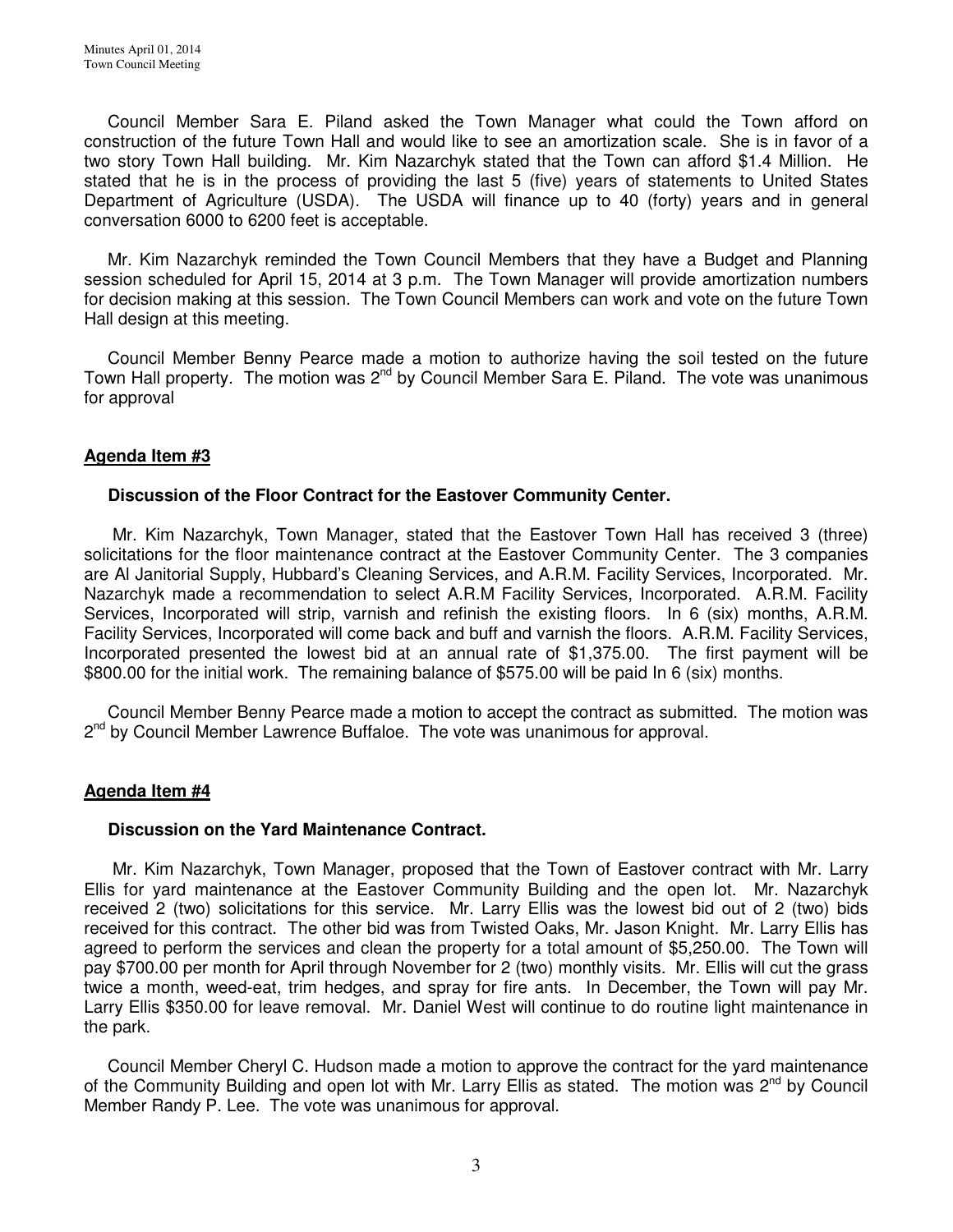Council Member Sara E. Piland asked the Town Manager what could the Town afford on construction of the future Town Hall and would like to see an amortization scale. She is in favor of a two story Town Hall building. Mr. Kim Nazarchyk stated that the Town can afford $1.4 Million. He stated that he is in the process of providing the last 5 (five) years of statements to United States Department of Agriculture (USDA). The USDA will finance up to 40 (forty) years and in general conversation 6000 to 6200 feet is acceptable.

Mr. Kim Nazarchyk reminded the Town Council Members that they have a Budget and Planning session scheduled for April 15, 2014 at 3 p.m. The Town Manager will provide amortization numbers for decision making at this session. The Town Council Members can work and vote on the future Town Hall design at this meeting.

Council Member Benny Pearce made a motion to authorize having the soil tested on the future Town Hall property. The motion was 2nd by Council Member Sara E. Piland. The vote was unanimous for approval

## Agenda Item #3

**Discussion of the Floor Contract for the Eastover Community Center.**

Mr. Kim Nazarchyk, Town Manager, stated that the Eastover Town Hall has received 3 (three) solicitations for the floor maintenance contract at the Eastover Community Center. The 3 companies are Al Janitorial Supply, Hubbard's Cleaning Services, and A.R.M. Facility Services, Incorporated. Mr. Nazarchyk made a recommendation to select A.R.M Facility Services, Incorporated. A.R.M. Facility Services, Incorporated will strip, varnish and refinish the existing floors. In 6 (six) months, A.R.M. Facility Services, Incorporated will come back and buff and varnish the floors. A.R.M. Facility Services, Incorporated presented the lowest bid at an annual rate of $1,375.00. The first payment will be $800.00 for the initial work. The remaining balance of $575.00 will be paid In 6 (six) months.

Council Member Benny Pearce made a motion to accept the contract as submitted. The motion was 2nd by Council Member Lawrence Buffaloe. The vote was unanimous for approval.

## Agenda Item #4

**Discussion on the Yard Maintenance Contract.**

Mr. Kim Nazarchyk, Town Manager, proposed that the Town of Eastover contract with Mr. Larry Ellis for yard maintenance at the Eastover Community Building and the open lot. Mr. Nazarchyk received 2 (two) solicitations for this service. Mr. Larry Ellis was the lowest bid out of 2 (two) bids received for this contract. The other bid was from Twisted Oaks, Mr. Jason Knight. Mr. Larry Ellis has agreed to perform the services and clean the property for a total amount of $5,250.00. The Town will pay $700.00 per month for April through November for 2 (two) monthly visits. Mr. Ellis will cut the grass twice a month, weed-eat, trim hedges, and spray for fire ants. In December, the Town will pay Mr. Larry Ellis $350.00 for leave removal. Mr. Daniel West will continue to do routine light maintenance in the park.

Council Member Cheryl C. Hudson made a motion to approve the contract for the yard maintenance of the Community Building and open lot with Mr. Larry Ellis as stated. The motion was 2nd by Council Member Randy P. Lee. The vote was unanimous for approval.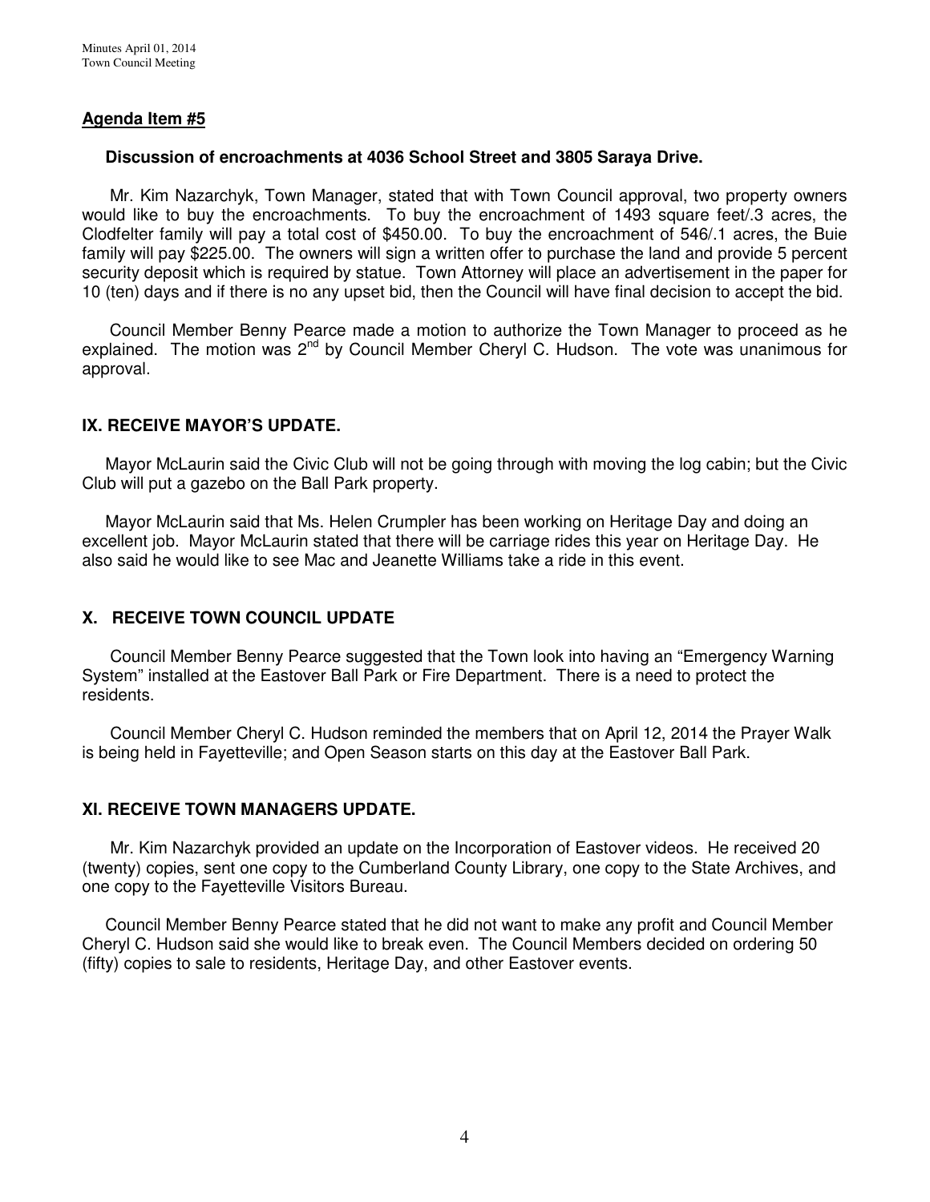## Agenda Item #5

**Discussion of encroachments at 4036 School Street and 3805 Saraya Drive.**

Mr. Kim Nazarchyk, Town Manager, stated that with Town Council approval, two property owners would like to buy the encroachments. To buy the encroachment of 1493 square feet/.3 acres, the Clodfelter family will pay a total cost of $450.00. To buy the encroachment of 546/.1 acres, the Buie family will pay $225.00. The owners will sign a written offer to purchase the land and provide 5 percent security deposit which is required by statue. Town Attorney will place an advertisement in the paper for 10 (ten) days and if there is no any upset bid, then the Council will have final decision to accept the bid.

Council Member Benny Pearce made a motion to authorize the Town Manager to proceed as he explained. The motion was 2nd by Council Member Cheryl C. Hudson. The vote was unanimous for approval.

## IX. RECEIVE MAYOR'S UPDATE.

Mayor McLaurin said the Civic Club will not be going through with moving the log cabin; but the Civic Club will put a gazebo on the Ball Park property.

Mayor McLaurin said that Ms. Helen Crumpler has been working on Heritage Day and doing an excellent job. Mayor McLaurin stated that there will be carriage rides this year on Heritage Day. He also said he would like to see Mac and Jeanette Williams take a ride in this event.

## X. RECEIVE TOWN COUNCIL UPDATE

Council Member Benny Pearce suggested that the Town look into having an "Emergency Warning System" installed at the Eastover Ball Park or Fire Department. There is a need to protect the residents.

Council Member Cheryl C. Hudson reminded the members that on April 12, 2014 the Prayer Walk is being held in Fayetteville; and Open Season starts on this day at the Eastover Ball Park.

## XI. RECEIVE TOWN MANAGERS UPDATE.

Mr. Kim Nazarchyk provided an update on the Incorporation of Eastover videos. He received 20 (twenty) copies, sent one copy to the Cumberland County Library, one copy to the State Archives, and one copy to the Fayetteville Visitors Bureau.

Council Member Benny Pearce stated that he did not want to make any profit and Council Member Cheryl C. Hudson said she would like to break even. The Council Members decided on ordering 50 (fifty) copies to sale to residents, Heritage Day, and other Eastover events.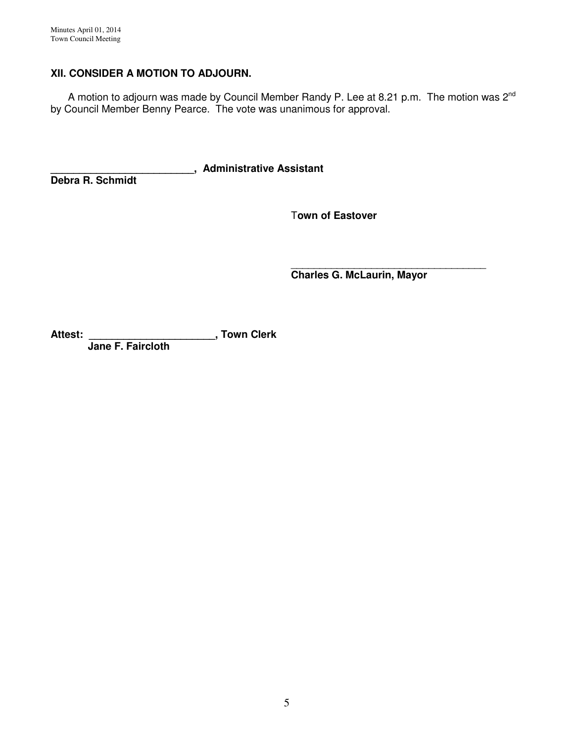### XII. CONSIDER A MOTION TO ADJOURN.

A motion to adjourn was made by Council Member Randy P. Lee at 8.21 p.m. The motion was 2nd by Council Member Benny Pearce. The vote was unanimous for approval.

**__________________________, Administrative Assistant**
**Debra R. Schmidt**

**Town of Eastover**

____________________________________
**Charles G. McLaurin, Mayor**

**Attest: ______________________, Town Clerk**
**Jane F. Faircloth**